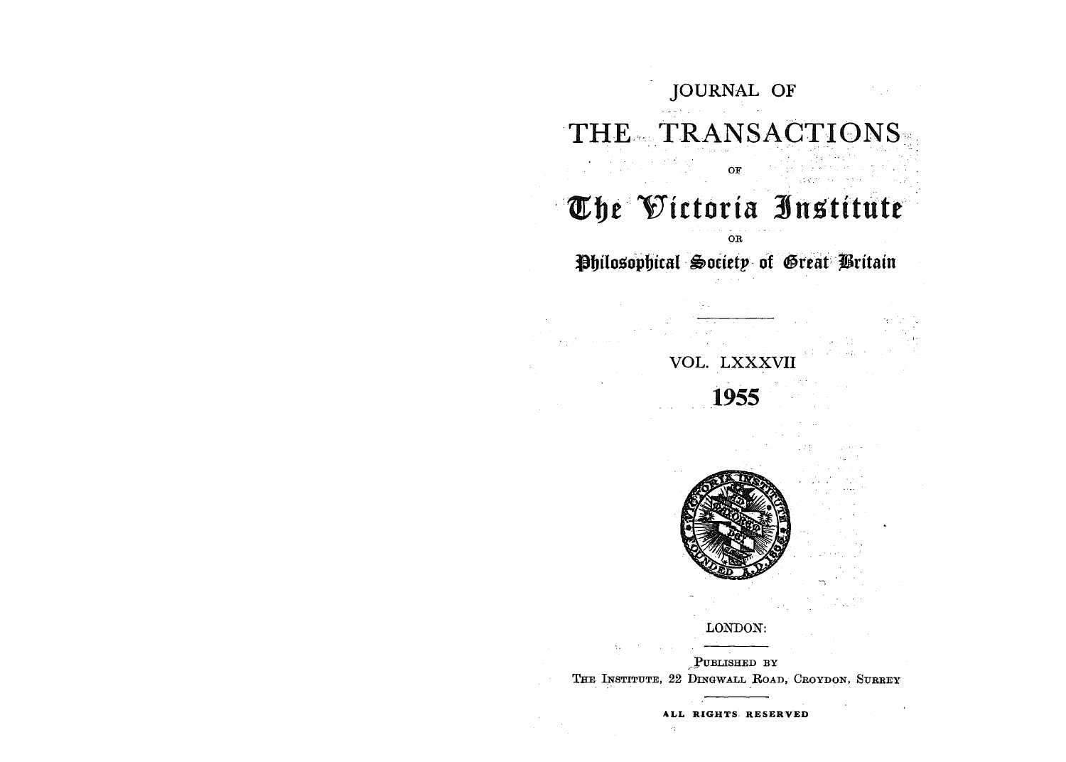# JOURNAL OF

# THE TRANSACTIONS

OF

# The Victoria Institute

OR

## Philosophical Society of Great Britain

---

VOL. LXXXVII

**1955**

LONDON:

---

PUBLISHED BY

THE INSTITUTE, 22 DINGWALL ROAD, CROYDON, SURREY

---

ALL RIGHTS RESERVED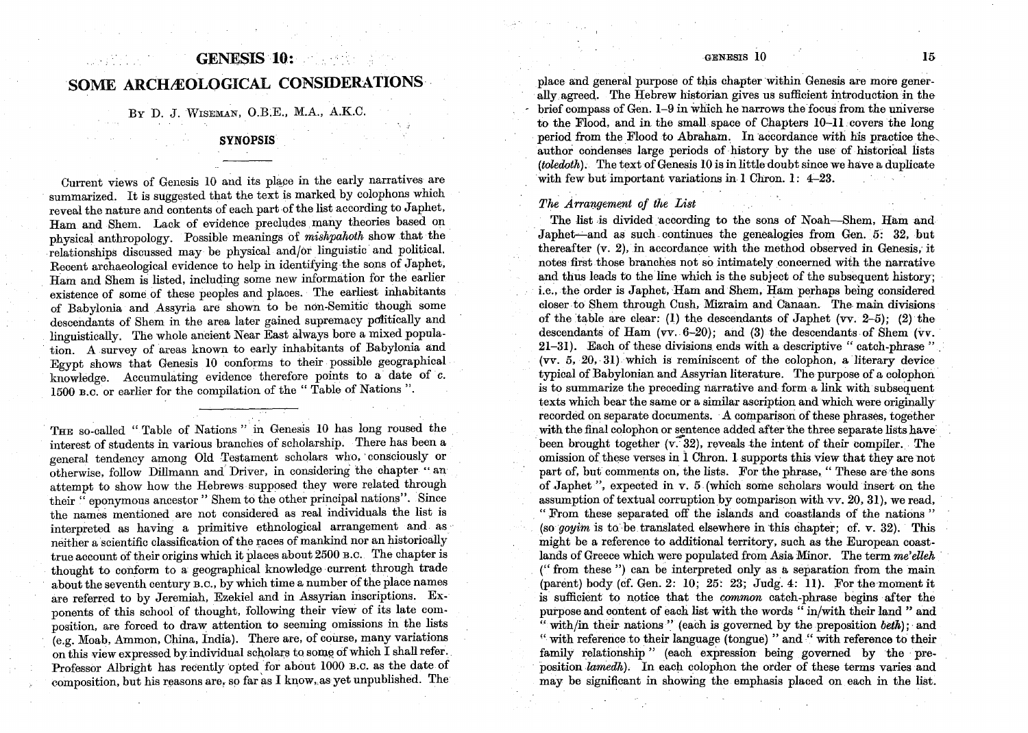# GENESIS 10:

## SOME ARCHÆOLOGICAL CONSIDERATIONS

By D. J. Wiseman, O.B.E., M.A., A.K.C.

### SYNOPSIS

Current views of Genesis 10 and its place in the early narratives are summarized. It is suggested that the text is marked by colophons which reveal the nature and contents of each part of the list according to Japhet, Ham and Shem. Lack of evidence precludes many theories based on physical anthropology. Possible meanings of *mishpahoth* show that the relationships discussed may be physical and/or linguistic and political. Recent archaeological evidence to help in identifying the sons of Japhet, Ham and Shem is listed, including some new information for the earlier existence of some of these peoples and places. The earliest inhabitants of Babylonia and Assyria are shown to be non-Semitic though some descendants of Shem in the area later gained supremacy politically and linguistically. The whole ancient Near East always bore a mixed population. A survey of areas known to early inhabitants of Babylonia and Egypt shows that Genesis 10 conforms to their possible geographical knowledge. Accumulating evidence therefore points to a date of *c.* 1500 B.C. or earlier for the compilation of the "Table of Nations".

---

The so-called "Table of Nations" in Genesis 10 has long roused the interest of students in various branches of scholarship. There has been a general tendency among Old Testament scholars who, consciously or otherwise, follow Dillmann and Driver, in considering the chapter "an attempt to show how the Hebrews supposed they were related through their 'eponymous ancestor' Shem to the other principal nations". Since the names mentioned are not considered as real individuals the list is interpreted as having a primitive ethnological arrangement and as neither a scientific classification of the races of mankind nor an historically true account of their origins which it places about 2500 B.C. The chapter is thought to conform to a geographical knowledge current through trade about the seventh century B.C., by which time a number of the place names are referred to by Jeremiah, Ezekiel and in Assyrian inscriptions. Exponents of this school of thought, following their view of its late composition, are forced to draw attention to seeming omissions in the lists (e.g. Moab, Ammon, China, India). There are, of course, many variations on this view expressed by individual scholars to some of which I shall refer. Professor Albright has recently opted for about 1000 B.C. as the date of composition, but his reasons are, so far as I know, as yet unpublished. The place and general purpose of this chapter within Genesis are more generally agreed. The Hebrew historian gives us sufficient introduction in the brief compass of Gen. 1–9 in which he narrows the focus from the universe to the Flood, and in the small space of Chapters 10–11 covers the long period from the Flood to Abraham. In accordance with his practice the author condenses large periods of history by the use of historical lists (*toledoth*). The text of Genesis 10 is in little doubt since we have a duplicate with few but important variations in 1 Chron. 1: 4–23.

### *The Arrangement of the List*

The list is divided according to the sons of Noah—Shem, Ham and Japhet—and as such continues the genealogies from Gen. 5: 32, but thereafter (v. 2), in accordance with the method observed in Genesis, it notes first those branches not so intimately concerned with the narrative and thus leads to the line which is the subject of the subsequent history; i.e., the order is Japhet, Ham and Shem, Ham perhaps being considered closer to Shem through Cush, Mizraim and Canaan. The main divisions of the table are clear: (1) the descendants of Japhet (vv. 2–5); (2) the descendants of Ham (vv. 6–20); and (3) the descendants of Shem (vv. 21–31). Each of these divisions ends with a descriptive "catch-phrase" (vv. 5, 20, 31) which is reminiscent of the colophon, a literary device typical of Babylonian and Assyrian literature. The purpose of a colophon is to summarize the preceding narrative and form a link with subsequent texts which bear the same or a similar ascription and which were originally recorded on separate documents. A comparison of these phrases, together with the final colophon or sentence added after the three separate lists have been brought together (v. 32), reveals the intent of their compiler. The omission of these verses in 1 Chron. 1 supports this view that they are not part of, but comments on, the lists. For the phrase, "These are the sons of Japhet", expected in v. 5 (which some scholars would insert on the assumption of textual corruption by comparison with vv. 20, 31), we read, "From these separated off the islands and coastlands of the nations" (so *goyim* is to be translated elsewhere in this chapter; cf. v. 32). This might be a reference to additional territory, such as the European coastlands of Greece which were populated from Asia Minor. The term *me'elleh* ("from these") can be interpreted only as a separation from the main (parent) body (cf. Gen. 2: 10; 25: 23; Judg. 4: 11). For the moment it is sufficient to notice that the *common* catch-phrase begins after the purpose and content of each list with the words "in/with their land" and "with/in their nations" (each is governed by the preposition *beth*); and "with reference to their language (tongue)" and "with reference to their family relationship" (each expression being governed by the preposition *lamedh*). In each colophon the order of these terms varies and may be significant in showing the emphasis placed on each in the list.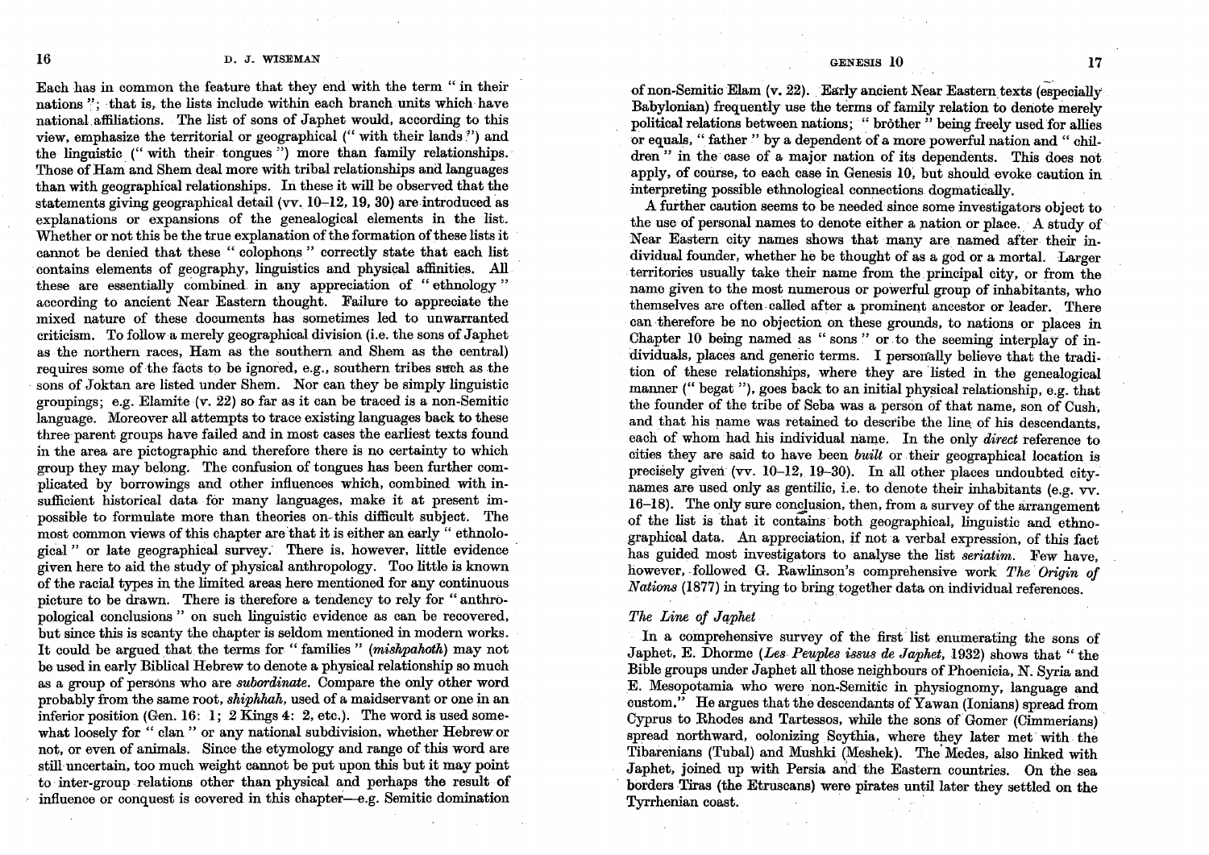Each has in common the feature that they end with the term "in their nations"; that is, the lists include within each branch units which have national affiliations. The list of sons of Japhet would, according to this view, emphasize the territorial or geographical ("with their lands") and the linguistic ("with their tongues") more than family relationships. Those of Ham and Shem deal more with tribal relationships and languages than with geographical relationships. In these it will be observed that the statements giving geographical detail (vv. 10–12, 19, 30) are introduced as explanations or expansions of the genealogical elements in the list. Whether or not this be the true explanation of the formation of these lists it cannot be denied that these "colophons" correctly state that each list contains elements of geography, linguistics and physical affinities. All these are essentially combined in any appreciation of "ethnology" according to ancient Near Eastern thought. Failure to appreciate the mixed nature of these documents has sometimes led to unwarranted criticism. To follow a merely geographical division (i.e. the sons of Japhet as the northern races, Ham as the southern and Shem as the central) requires some of the facts to be ignored, e.g., southern tribes such as the sons of Joktan are listed under Shem. Nor can they be simply linguistic groupings; e.g. Elamite (v. 22) so far as it can be traced is a non-Semitic language. Moreover all attempts to trace existing languages back to these three parent groups have failed and in most cases the earliest texts found in the area are pictographic and therefore there is no certainty to which group they may belong. The confusion of tongues has been further complicated by borrowings and other influences which, combined with insufficient historical data for many languages, make it at present impossible to formulate more than theories on this difficult subject. The most common views of this chapter are that it is either an early "ethnological" or late geographical survey. There is, however, little evidence given here to aid the study of physical anthropology. Too little is known of the racial types in the limited areas here mentioned for any continuous picture to be drawn. There is therefore a tendency to rely for "anthropological conclusions" on such linguistic evidence as can be recovered, but since this is scanty the chapter is seldom mentioned in modern works. It could be argued that the terms for "families" (*mishpahoth*) may not be used in early Biblical Hebrew to denote a physical relationship so much as a group of persons who are *subordinate*. Compare the only other word probably from the same root, *shiphhah*, used of a maidservant or one in an inferior position (Gen. 16: 1; 2 Kings 4: 2, etc.). The word is used somewhat loosely for "clan" or any national subdivision, whether Hebrew or not, or even of animals. Since the etymology and range of this word are still uncertain, too much weight cannot be put upon this but it may point to inter-group relations other than physical and perhaps the result of influence or conquest is covered in this chapter—e.g. Semitic domination of non-Semitic Elam (v. 22). Early ancient Near Eastern texts (especially Babylonian) frequently use the terms of family relation to denote merely political relations between nations; "brother" being freely used for allies or equals, "father" by a dependent of a more powerful nation and "children" in the case of a major nation of its dependents. This does not apply, of course, to each case in Genesis 10, but should evoke caution in interpreting possible ethnological connections dogmatically.

A further caution seems to be needed since some investigators object to the use of personal names to denote either a nation or place. A study of Near Eastern city names shows that many are named after their individual founder, whether he be thought of as a god or a mortal. Larger territories usually take their name from the principal city, or from the name given to the most numerous or powerful group of inhabitants, who themselves are often called after a prominent ancestor or leader. There can therefore be no objection on these grounds, to nations or places in Chapter 10 being named as "sons" or to the seeming interplay of individuals, places and generic terms. I personally believe that the tradition of these relationships, where they are listed in the genealogical manner ("begat"), goes back to an initial physical relationship, e.g. that the founder of the tribe of Seba was a person of that name, son of Cush, and that his name was retained to describe the line of his descendants, each of whom had his individual name. In the only *direct* reference to cities they are said to have been *built* or their geographical location is precisely given (vv. 10–12, 19–30). In all other places undoubted city-names are used only as gentilic, i.e. to denote their inhabitants (e.g. vv. 16–18). The only sure conclusion, then, from a survey of the arrangement of the list is that it contains both geographical, linguistic and ethnographical data. An appreciation, if not a verbal expression, of this fact has guided most investigators to analyse the list *seriatim*. Few have, however, followed G. Rawlinson's comprehensive work *The Origin of Nations* (1877) in trying to bring together data on individual references.

### *The Line of Japhet*

In a comprehensive survey of the first list enumerating the sons of Japhet, E. Dhorme (*Les Peuples issus de Japhet*, 1932) shows that "the Bible groups under Japhet all those neighbours of Phoenicia, N. Syria and E. Mesopotamia who were non-Semitic in physiognomy, language and custom." He argues that the descendants of Yawan (Ionians) spread from Cyprus to Rhodes and Tartessos, while the sons of Gomer (Cimmerians) spread northward, colonizing Scythia, where they later met with the Tibarenians (Tubal) and Mushki (Meshek). The Medes, also linked with Japhet, joined up with Persia and the Eastern countries. On the sea borders Tiras (the Etruscans) were pirates until later they settled on the Tyrrhenian coast.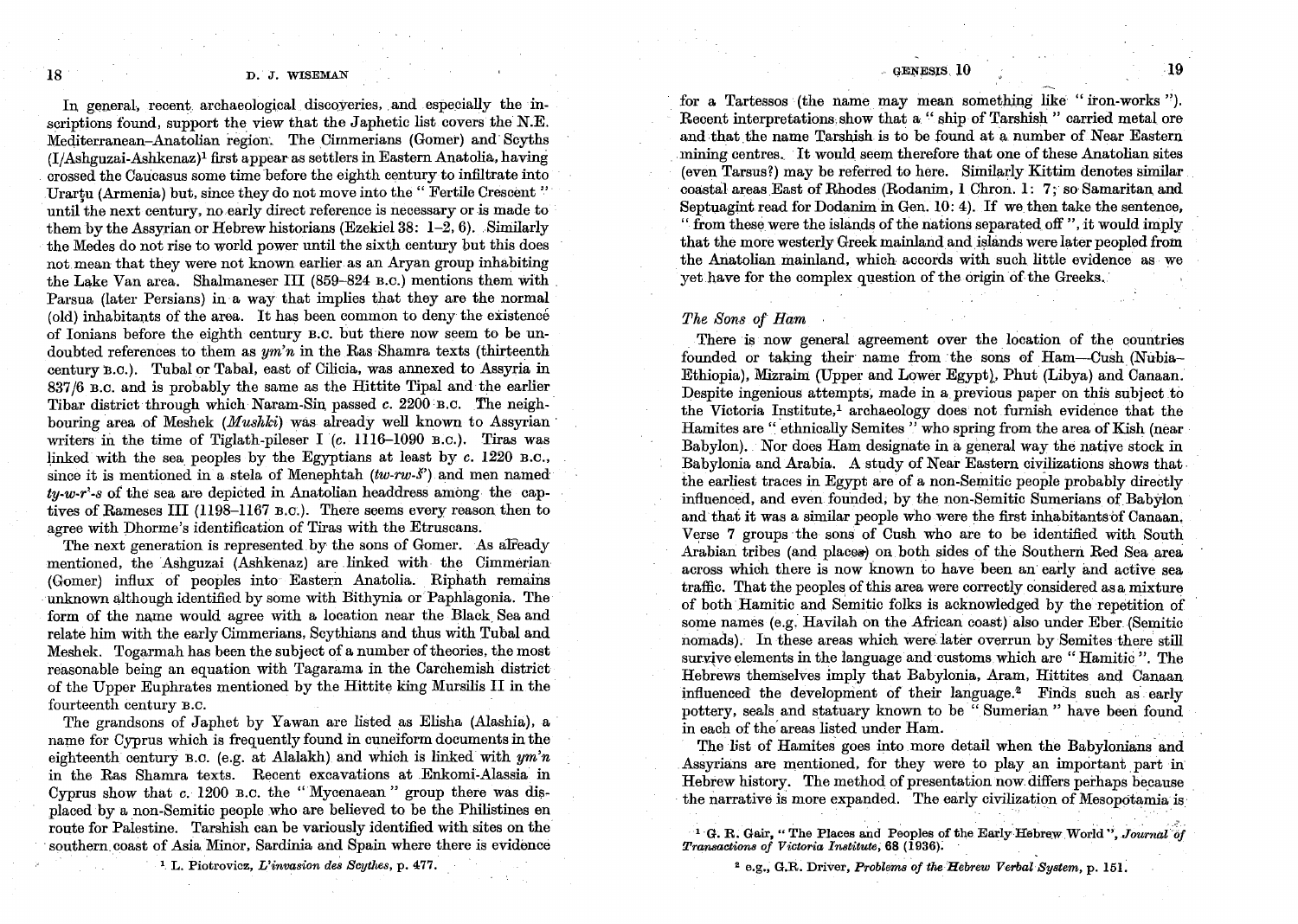In general, recent archaeological discoveries, and especially the inscriptions found, support the view that the Japhetic list covers the N.E. Mediterranean–Anatolian region. The Cimmerians (Gomer) and Scyths (I/Ashguzai-Ashkenaz)[1] first appear as settlers in Eastern Anatolia, having crossed the Caucasus some time before the eighth century to infiltrate into Urarṭu (Armenia) but, since they do not move into the "Fertile Crescent" until the next century, no early direct reference is necessary or is made to them by the Assyrian or Hebrew historians (Ezekiel 38: 1–2, 6). Similarly the Medes do not rise to world power until the sixth century but this does not mean that they were not known earlier as an Aryan group inhabiting the Lake Van area. Shalmaneser III (859–824 B.C.) mentions them with Parsua (later Persians) in a way that implies that they are the normal (old) inhabitants of the area. It has been common to deny the existence of Ionians before the eighth century B.C. but there now seem to be undoubted references to them as *ym'n* in the Ras Shamra texts (thirteenth century B.C.). Tubal or Tabal, east of Cilicia, was annexed to Assyria in 837/6 B.C. and is probably the same as the Hittite Tipal and the earlier Tibar district through which Naram-Sin passed c. 2200 B.C. The neighbouring area of Meshek (*Mushki*) was already well known to Assyrian writers in the time of Tiglath-pileser I (c. 1116–1090 B.C.). Tiras was linked with the sea peoples by the Egyptians at least by c. 1220 B.C., since it is mentioned in a stela of Menephtah (*tw-rw-š'*) and men named *ty-w-r'-s* of the sea are depicted in Anatolian headdress among the captives of Rameses III (1198–1167 B.C.). There seems every reason then to agree with Dhorme's identification of Tiras with the Etruscans.

The next generation is represented by the sons of Gomer. As already mentioned, the Ashguzai (Ashkenaz) are linked with the Cimmerian (Gomer) influx of peoples into Eastern Anatolia. Riphath remains unknown although identified by some with Bithynia or Paphlagonia. The form of the name would agree with a location near the Black Sea and relate him with the early Cimmerians, Scythians and thus with Tubal and Meshek. Togarmah has been the subject of a number of theories, the most reasonable being an equation with Tagarama in the Carchemish district of the Upper Euphrates mentioned by the Hittite king Mursilis II in the fourteenth century B.C.

The grandsons of Japhet by Yawan are listed as Elisha (Alashia), a name for Cyprus which is frequently found in cuneiform documents in the eighteenth century B.C. (e.g. at Alalakh) and which is linked with *ym'n* in the Ras Shamra texts. Recent excavations at Enkomi-Alassia in Cyprus show that c. 1200 B.C. the "Mycenaean" group there was displaced by a non-Semitic people who are believed to be the Philistines en route for Palestine. Tarshish can be variously identified with sites on the southern coast of Asia Minor, Sardinia and Spain where there is evidence for a Tartessos (the name may mean something like "iron-works"). Recent interpretations show that a "ship of Tarshish" carried metal ore and that the name Tarshish is to be found at a number of Near Eastern mining centres. It would seem therefore that one of these Anatolian sites (even Tarsus?) may be referred to here. Similarly Kittim denotes similar coastal areas East of Rhodes (Rodanim, 1 Chron. 1: 7; so Samaritan and Septuagint read for Dodanim in Gen. 10: 4). If we then take the sentence, "from these were the islands of the nations separated off", it would imply that the more westerly Greek mainland and islands were later peopled from the Anatolian mainland, which accords with such little evidence as we yet have for the complex question of the origin of the Greeks.

[1] L. Piotrovicz, *L'invasion des Scythes*, p. 477.

### *The Sons of Ham*

There is now general agreement over the location of the countries founded or taking their name from the sons of Ham—Cush (Nubia–Ethiopia), Mizraim (Upper and Lower Egypt), Phut (Libya) and Canaan. Despite ingenious attempts, made in a previous paper on this subject to the Victoria Institute,[1] archaeology does not furnish evidence that the Hamites are "ethnically Semites" who spring from the area of Kish (near Babylon). Nor does Ham designate in a general way the native stock in Babylonia and Arabia. A study of Near Eastern civilizations shows that the earliest traces in Egypt are of a non-Semitic people probably directly influenced, and even founded, by the non-Semitic Sumerians of Babylon and that it was a similar people who were the first inhabitants of Canaan. Verse 7 groups the sons of Cush who are to be identified with South Arabian tribes (and places) on both sides of the Southern Red Sea area across which there is now known to have been an early and active sea traffic. That the peoples of this area were correctly considered as a mixture of both Hamitic and Semitic folks is acknowledged by the repetition of some names (e.g. Havilah on the African coast) also under Eber (Semitic nomads). In these areas which were later overrun by Semites there still survive elements in the language and customs which are "Hamitic". The Hebrews themselves imply that Babylonia, Aram, Hittites and Canaan influenced the development of their language.[2] Finds such as early pottery, seals and statuary known to be "Sumerian" have been found in each of the areas listed under Ham.

The list of Hamites goes into more detail when the Babylonians and Assyrians are mentioned, for they were to play an important part in Hebrew history. The method of presentation now differs perhaps because the narrative is more expanded. The early civilization of Mesopotamia is

[1] G. R. Gair, "The Places and Peoples of the Early Hebrew World", *Journal of Transactions of Victoria Institute*, 68 (1936).

[2] e.g., G.R. Driver, *Problems of the Hebrew Verbal System*, p. 151.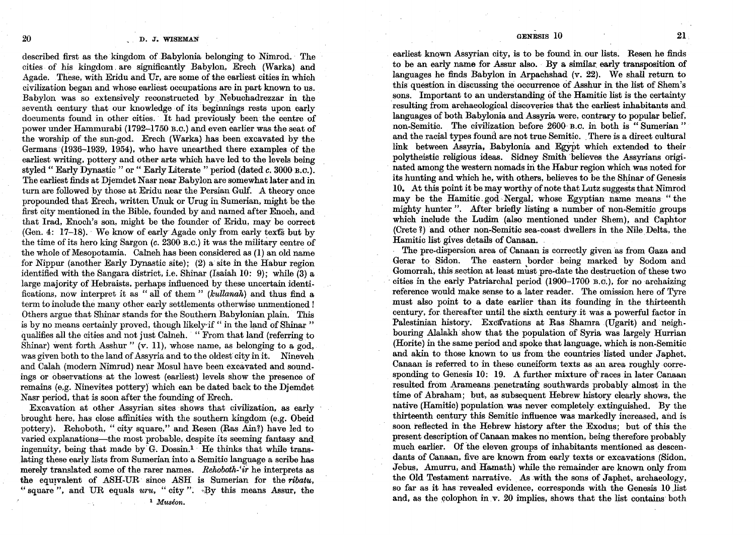described first as the kingdom of Babylonia belonging to Nimrod. The cities of his kingdom are significantly Babylon, Erech (Warka) and Agade. These, with Eridu and Ur, are some of the earliest cities in which civilization began and whose earliest occupations are in part known to us. Babylon was so extensively reconstructed by Nebuchadrezzar in the seventh century that our knowledge of its beginnings rests upon early documents found in other cities. It had previously been the centre of power under Hammurabi (1792–1750 B.C.) and even earlier was the seat of the worship of the sun-god. Erech (Warka) has been excavated by the Germans (1936–1939, 1954), who have unearthed there examples of the earliest writing, pottery and other arts which have led to the levels being styled "Early Dynastic" or "Early Literate" period (dated c. 3000 B.C.). The earliest finds at Djemdet Nasr near Babylon are somewhat later and in turn are followed by those at Eridu near the Persian Gulf. A theory once propounded that Erech, written Unuk or Urug in Sumerian, might be the first city mentioned in the Bible, founded by and named after Enoch, and that Irad, Enoch's son, might be the founder of Eridu, may be correct (Gen. 4: 17–18). We know of early Agade only from early texts but by the time of its hero king Sargon (c. 2300 B.C.) it was the military centre of the whole of Mesopotamia. Calneh has been considered as (1) an old name for Nippur (another Early Dynastic site); (2) a site in the Habur region identified with the Sangara district, i.e. Shinar (Isaiah 10: 9); while (3) a large majority of Hebraists, perhaps influenced by these uncertain identifications, now interpret it as "all of them" (*kullanah*) and thus find a term to include the many other early settlements otherwise unmentioned! Others argue that Shinar stands for the Southern Babylonian plain. This is by no means certainly proved, though likely if "in the land of Shinar" qualifies all the cities and not just Calneh. "From that land (referring to Shinar) went forth Asshur" (v. 11), whose name, as belonging to a god, was given both to the land of Assyria and to the oldest city in it. Nineveh and Calah (modern Nimrud) near Mosul have been excavated and soundings or observations at the lowest (earliest) levels show the presence of remains (e.g. Ninevites pottery) which can be dated back to the Djemdet Nasr period, that is soon after the founding of Erech.

Excavation at other Assyrian sites shows that civilization, as early brought here, has close affinities with the southern kingdom (e.g. Obeid pottery). Rehoboth, "city square," and Resen (Ras Ain?) have led to varied explanations—the most probable, despite its seeming fantasy and ingenuity, being that made by G. Dossin.[1] He thinks that while translating these early lists from Sumerian into a Semitic language a scribe has merely translated some of the rarer names. *Rehoboth-'ir* he interprets as the equivalent of ASH-UR since ASH is Sumerian for the *ribatu*, "square", and UR equals *uru*, "city". By this means Assur, the earliest known Assyrian city, is to be found in our lists. Resen he finds to be an early name for Assur also. By a similar early transposition of languages he finds Babylon in Arpachshad (v. 22). We shall return to this question in discussing the occurrence of Asshur in the list of Shem's sons. Important to an understanding of the Hamitic list is the certainty resulting from archaeological discoveries that the earliest inhabitants and languages of both Babylonia and Assyria were, contrary to popular belief, non-Semitic. The civilization before 2600 B.C. in both is "Sumerian" and the racial types found are not true Semitic. There is a direct cultural link between Assyria, Babylonia and Egypt which extended to their polytheistic religious ideas. Sidney Smith believes the Assyrians originated among the western nomads in the Habur region which was noted for its hunting and which he, with others, believes to be the Shinar of Genesis 10. At this point it be may worthy of note that Lutz suggests that Nimrod may be the Hamitic god Nergal, whose Egyptian name means "the mighty hunter". After briefly listing a number of non-Semitic groups which include the Ludim (also mentioned under Shem), and Caphtor (Crete?) and other non-Semitic sea-coast dwellers in the Nile Delta, the Hamitic list gives details of Canaan.

The pre-dispersion area of Canaan is correctly given as from Gaza and Gerar to Sidon. The eastern border being marked by Sodom and Gomorrah, this section at least must pre-date the destruction of these two cities in the early Patriarchal period (1900–1700 B.C.), for no archaizing reference would make sense to a later reader. The omission here of Tyre must also point to a date earlier than its founding in the thirteenth century, for thereafter until the sixth century it was a powerful factor in Palestinian history. Excavations at Ras Shamra (Ugarit) and neighbouring Alalakh show that the population of Syria was largely Hurrian (Horite) in the same period and spoke that language, which is non-Semitic and akin to those known to us from the countries listed under Japhet. Canaan is referred to in these cuneiform texts as an area roughly corresponding to Genesis 10: 19. A further mixture of races in later Canaan resulted from Arameans penetrating southwards probably almost in the time of Abraham; but, as subsequent Hebrew history clearly shows, the native (Hamitic) population was never completely extinguished. By the thirteenth century this Semitic influence was markedly increased, and is soon reflected in the Hebrew history after the Exodus; but of this the present description of Canaan makes no mention, being therefore probably much earlier. Of the eleven groups of inhabitants mentioned as descendants of Canaan, five are known from early texts or excavations (Sidon, Jebus, Amurru, and Hamath) while the remainder are known only from the Old Testament narrative. As with the sons of Japhet, archaeology, so far as it has revealed evidence, corresponds with the Genesis 10 list and, as the colophon in v. 20 implies, shows that the list contains both

[1] *Muséon.*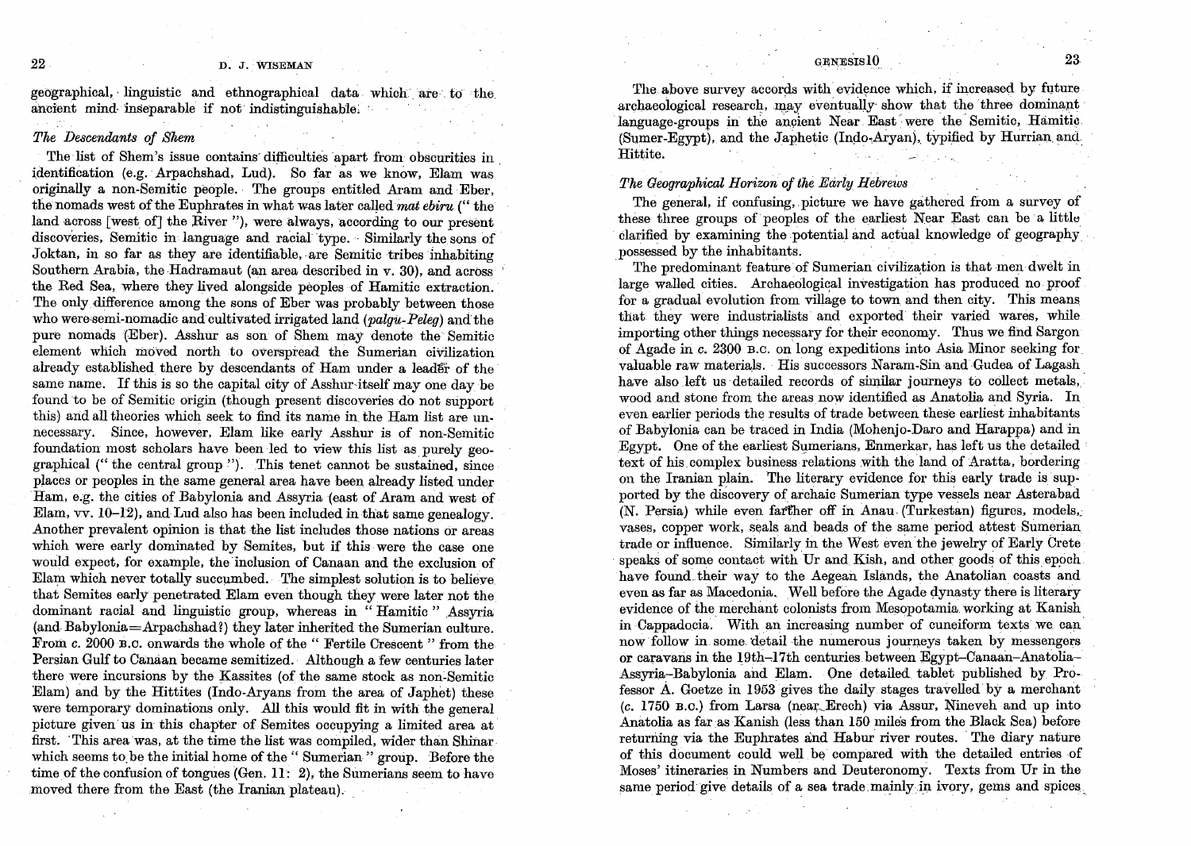geographical, linguistic and ethnographical data which are to the ancient mind inseparable if not indistinguishable.

### *The Descendants of Shem*

The list of Shem's issue contains difficulties apart from obscurities in identification (e.g. Arpachshad, Lud). So far as we know, Elam was originally a non-Semitic people. The groups entitled Aram and Eber, the nomads west of the Euphrates in what was later called *mat ebiru* (" the land across [west of] the River "), were always, according to our present discoveries, Semitic in language and racial type. Similarly the sons of Joktan, in so far as they are identifiable, are Semitic tribes inhabiting Southern Arabia, the Hadramaut (an area described in v. 30), and across the Red Sea, where they lived alongside peoples of Hamitic extraction. The only difference among the sons of Eber was probably between those who were semi-nomadic and cultivated irrigated land (*palgu-Peleg*) and the pure nomads (Eber). Asshur as son of Shem may denote the Semitic element which moved north to overspread the Sumerian civilization already established there by descendants of Ham under a leader of the same name. If this is so the capital city of Asshur itself may one day be found to be of Semitic origin (though present discoveries do not support this) and all theories which seek to find its name in the Ham list are unnecessary. Since, however, Elam like early Asshur is of non-Semitic foundation most scholars have been led to view this list as purely geographical (" the central group "). This tenet cannot be sustained, since places or peoples in the same general area have been already listed under Ham, e.g. the cities of Babylonia and Assyria (east of Aram and west of Elam, vv. 10–12), and Lud also has been included in that same genealogy. Another prevalent opinion is that the list includes those nations or areas which were early dominated by Semites, but if this were the case one would expect, for example, the inclusion of Canaan and the exclusion of Elam which never totally succumbed. The simplest solution is to believe that Semites early penetrated Elam even though they were later not the dominant racial and linguistic group, whereas in " Hamitic " Assyria (and Babylonia=Arpachshad?) they later inherited the Sumerian culture. From *c.* 2000 B.C. onwards the whole of the " Fertile Crescent " from the Persian Gulf to Canaan became semitized. Although a few centuries later there were incursions by the Kassites (of the same stock as non-Semitic Elam) and by the Hittites (Indo-Aryans from the area of Japhet) these were temporary dominations only. All this would fit in with the general picture given us in this chapter of Semites occupying a limited area at first. This area was, at the time the list was compiled, wider than Shinar which seems to be the initial home of the " Sumerian " group. Before the time of the confusion of tongues (Gen. 11: 2), the Sumerians seem to have moved there from the East (the Iranian plateau).

The above survey accords with evidence which, if increased by future archaeological research, may eventually show that the three dominant language-groups in the ancient Near East were the Semitic, Hamitic (Sumer-Egypt), and the Japhetic (Indo-Aryan), typified by Hurrian and Hittite.

### *The Geographical Horizon of the Early Hebrews*

The general, if confusing, picture we have gathered from a survey of these three groups of peoples of the earliest Near East can be a little clarified by examining the potential and actual knowledge of geography possessed by the inhabitants.

The predominant feature of Sumerian civilization is that men dwelt in large walled cities. Archaeological investigation has produced no proof for a gradual evolution from village to town and then city. This means that they were industrialists and exported their varied wares, while importing other things necessary for their economy. Thus we find Sargon of Agade in *c.* 2300 B.C. on long expeditions into Asia Minor seeking for valuable raw materials. His successors Naram-Sin and Gudea of Lagash have also left us detailed records of similar journeys to collect metals, wood and stone from the areas now identified as Anatolia and Syria. In even earlier periods the results of trade between these earliest inhabitants of Babylonia can be traced in India (Mohenjo-Daro and Harappa) and in Egypt. One of the earliest Sumerians, Enmerkar, has left us the detailed text of his complex business relations with the land of Aratta, bordering on the Iranian plain. The literary evidence for this early trade is supported by the discovery of archaic Sumerian type vessels near Asterabad (N. Persia) while even farther off in Anau (Turkestan) figures, models, vases, copper work, seals and beads of the same period attest Sumerian trade or influence. Similarly in the West even the jewelry of Early Crete speaks of some contact with Ur and Kish, and other goods of this epoch have found their way to the Aegean Islands, the Anatolian coasts and even as far as Macedonia. Well before the Agade dynasty there is literary evidence of the merchant colonists from Mesopotamia working at Kanish in Cappadocia. With an increasing number of cuneiform texts we can now follow in some detail the numerous journeys taken by messengers or caravans in the 19th–17th centuries between Egypt–Canaan–Anatolia–Assyria–Babylonia and Elam. One detailed tablet published by Professor A. Goetze in 1953 gives the daily stages travelled by a merchant (*c.* 1750 B.C.) from Larsa (near Erech) via Assur, Nineveh and up into Anatolia as far as Kanish (less than 150 miles from the Black Sea) before returning via the Euphrates and Habur river routes. The diary nature of this document could well be compared with the detailed entries of Moses' itineraries in Numbers and Deuteronomy. Texts from Ur in the same period give details of a sea trade mainly in ivory, gems and spices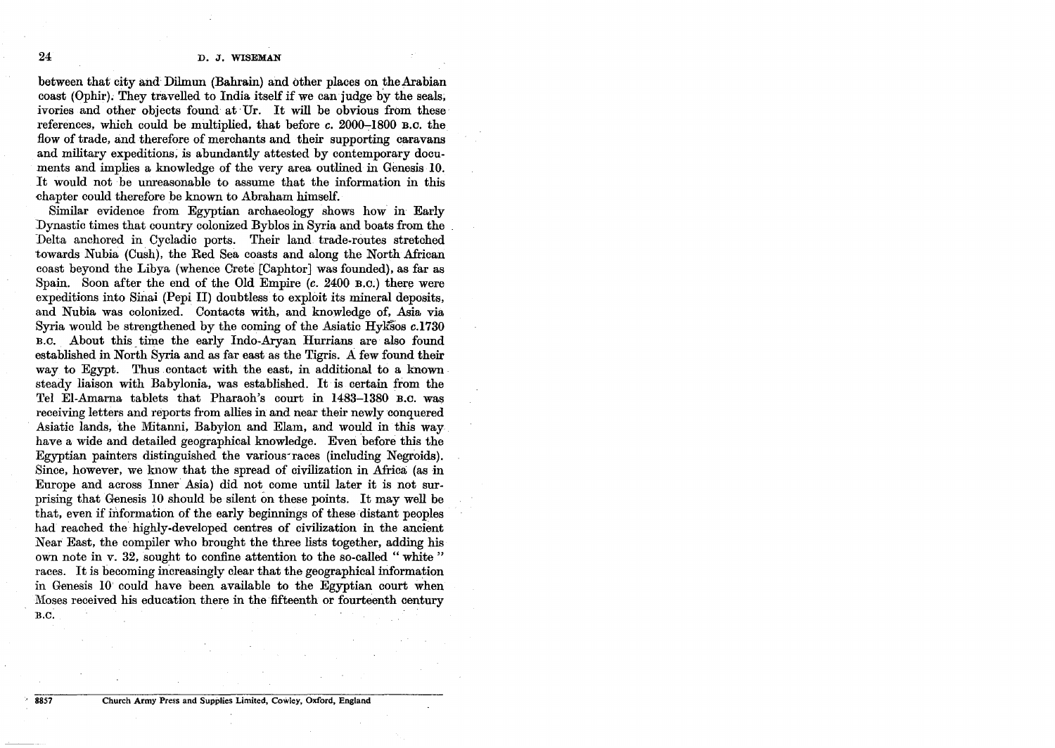between that city and Dilmun (Bahrain) and other places on the Arabian coast (Ophir). They travelled to India itself if we can judge by the seals, ivories and other objects found at Ur. It will be obvious from these references, which could be multiplied, that before *c.* 2000–1800 B.C. the flow of trade, and therefore of merchants and their supporting caravans and military expeditions, is abundantly attested by contemporary documents and implies a knowledge of the very area outlined in Genesis 10. It would not be unreasonable to assume that the information in this chapter could therefore be known to Abraham himself.

Similar evidence from Egyptian archaeology shows how in Early Dynastic times that country colonized Byblos in Syria and boats from the Delta anchored in Cycladic ports. Their land trade-routes stretched towards Nubia (Cush), the Red Sea coasts and along the North African coast beyond the Libya (whence Crete [Caphtor] was founded), as far as Spain. Soon after the end of the Old Empire (*c.* 2400 B.C.) there were expeditions into Sinai (Pepi II) doubtless to exploit its mineral deposits, and Nubia was colonized. Contacts with, and knowledge of, Asia via Syria would be strengthened by the coming of the Asiatic Hyksos *c.*1730 B.C. About this time the early Indo-Aryan Hurrians are also found established in North Syria and as far east as the Tigris. A few found their way to Egypt. Thus contact with the east, in additional to a known steady liaison with Babylonia, was established. It is certain from the Tel El-Amarna tablets that Pharaoh's court in 1483–1380 B.C. was receiving letters and reports from allies in and near their newly conquered Asiatic lands, the Mitanni, Babylon and Elam, and would in this way have a wide and detailed geographical knowledge. Even before this the Egyptian painters distinguished the various races (including Negroids). Since, however, we know that the spread of civilization in Africa (as in Europe and across Inner Asia) did not come until later it is not surprising that Genesis 10 should be silent on these points. It may well be that, even if information of the early beginnings of these distant peoples had reached the highly-developed centres of civilization in the ancient Near East, the compiler who brought the three lists together, adding his own note in v. 32, sought to confine attention to the so-called " white " races. It is becoming increasingly clear that the geographical information in Genesis 10 could have been available to the Egyptian court when Moses received his education there in the fifteenth or fourteenth century B.C.

8857 Church Army Press and Supplies Limited, Cowley, Oxford, England